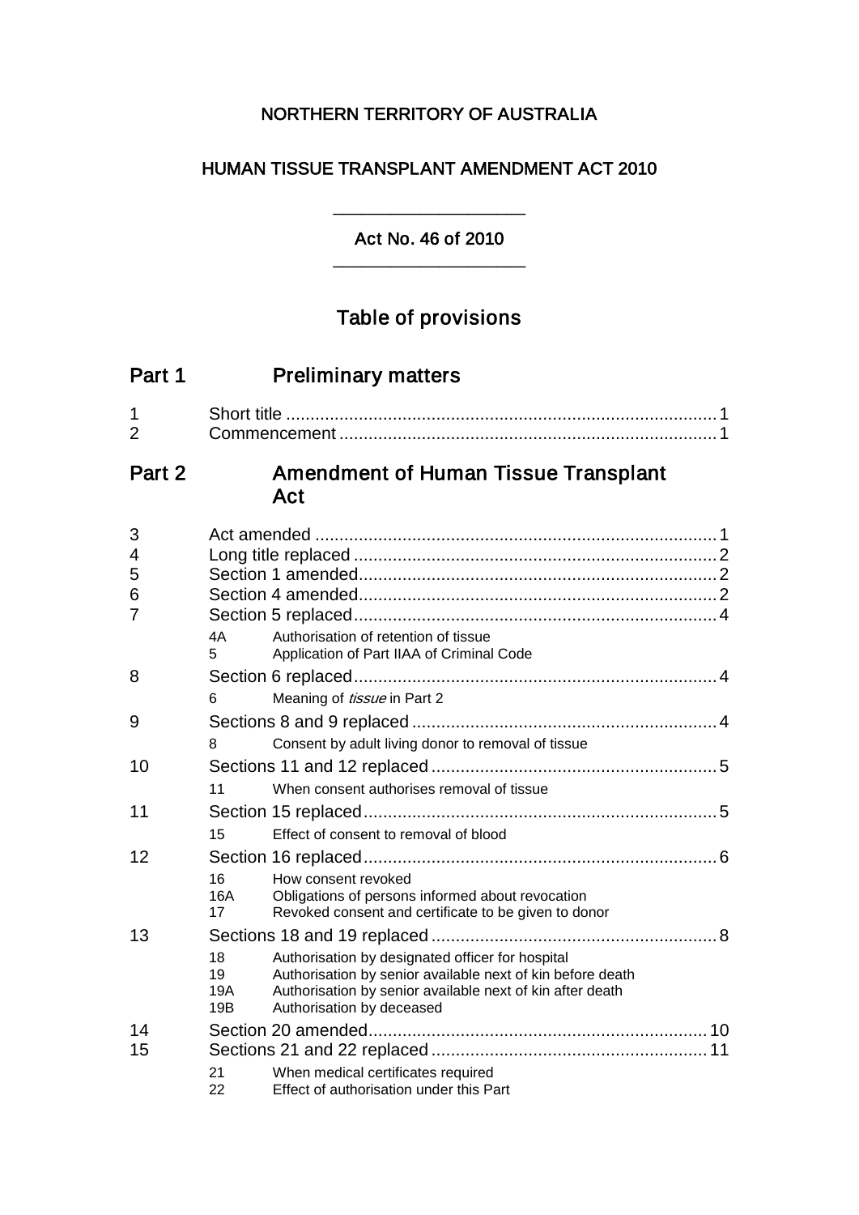NORTHERN TERRITORY OF AUSTRALIA

HUMAN TISSUE TRANSPLANT AMENDMENT ACT 2010

---

Act No. 46 of 2010

---

# Table of provisions

## Part 1 Preliminary matters

1 Short title ........................................................................................ 1
2 Commencement ............................................................................. 1

## Part 2 Amendment of Human Tissue Transplant Act

3 Act amended .................................................................................. 1
4 Long title replaced .......................................................................... 2
5 Section 1 amended.......................................................................... 2
6 Section 4 amended.......................................................................... 2
7 Section 5 replaced........................................................................... 4
- 4A Authorisation of retention of tissue
- 5 Application of Part IIAA of Criminal Code

8 Section 6 replaced........................................................................... 4
- 6 Meaning of *tissue* in Part 2

9 Sections 8 and 9 replaced ............................................................... 4
- 8 Consent by adult living donor to removal of tissue

10 Sections 11 and 12 replaced ........................................................... 5
- 11 When consent authorises removal of tissue

11 Section 15 replaced......................................................................... 5
- 15 Effect of consent to removal of blood

12 Section 16 replaced......................................................................... 6
- 16 How consent revoked
- 16A Obligations of persons informed about revocation
- 17 Revoked consent and certificate to be given to donor

13 Sections 18 and 19 replaced ........................................................... 8
- 18 Authorisation by designated officer for hospital
- 19 Authorisation by senior available next of kin before death
- 19A Authorisation by senior available next of kin after death
- 19B Authorisation by deceased

14 Section 20 amended...................................................................... 10
15 Sections 21 and 22 replaced ......................................................... 11
- 21 When medical certificates required
- 22 Effect of authorisation under this Part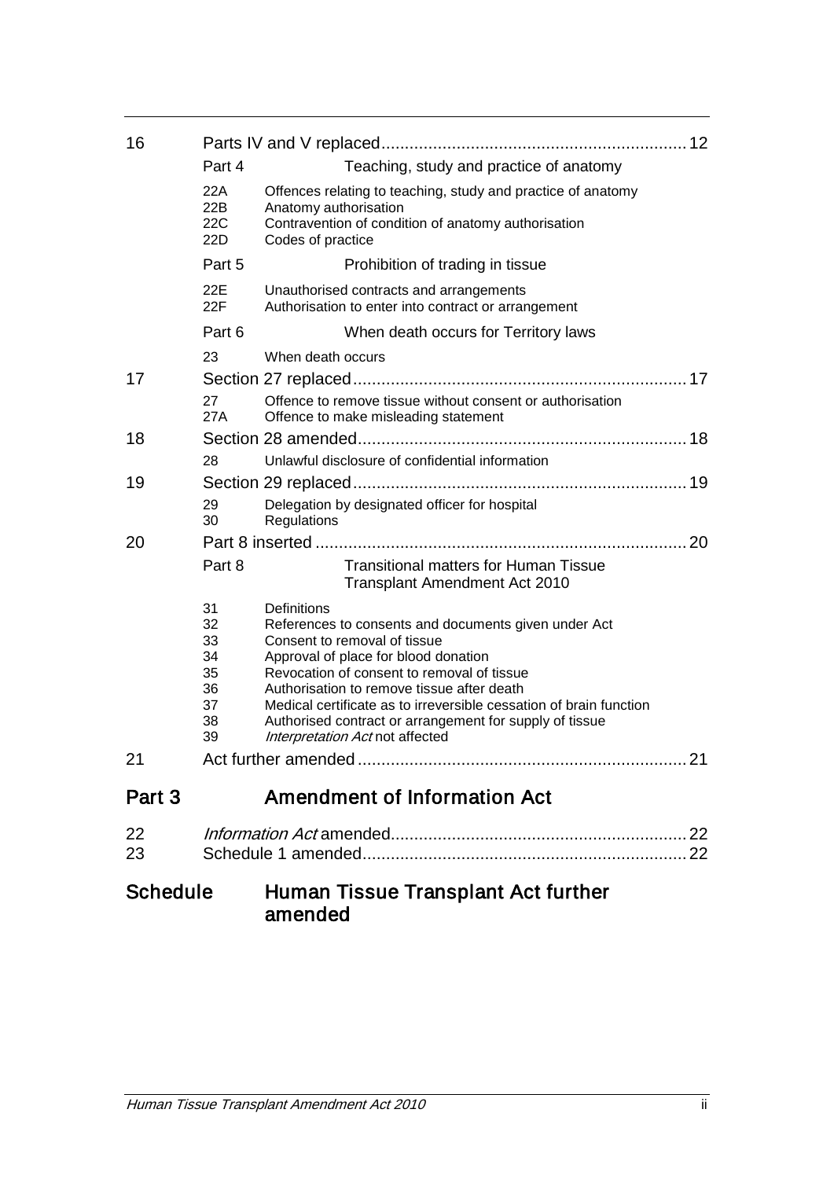| | | | |
|---|---|---|---|
| 16 | Parts IV and V replaced | | 12 |
| | Part 4 | Teaching, study and practice of anatomy | |
| | 22A | Offences relating to teaching, study and practice of anatomy | |
| | 22B | Anatomy authorisation | |
| | 22C | Contravention of condition of anatomy authorisation | |
| | 22D | Codes of practice | |
| | Part 5 | Prohibition of trading in tissue | |
| | 22E | Unauthorised contracts and arrangements | |
| | 22F | Authorisation to enter into contract or arrangement | |
| | Part 6 | When death occurs for Territory laws | |
| | 23 | When death occurs | |
| 17 | Section 27 replaced | | 17 |
| | 27 | Offence to remove tissue without consent or authorisation | |
| | 27A | Offence to make misleading statement | |
| 18 | Section 28 amended | | 18 |
| | 28 | Unlawful disclosure of confidential information | |
| 19 | Section 29 replaced | | 19 |
| | 29 | Delegation by designated officer for hospital | |
| | 30 | Regulations | |
| 20 | Part 8 inserted | | 20 |
| | Part 8 | Transitional matters for Human Tissue Transplant Amendment Act 2010 | |
| | 31 | Definitions | |
| | 32 | References to consents and documents given under Act | |
| | 33 | Consent to removal of tissue | |
| | 34 | Approval of place for blood donation | |
| | 35 | Revocation of consent to removal of tissue | |
| | 36 | Authorisation to remove tissue after death | |
| | 37 | Medical certificate as to irreversible cessation of brain function | |
| | 38 | Authorised contract or arrangement for supply of tissue | |
| | 39 | *Interpretation Act* not affected | |
| 21 | Act further amended | | 21 |

## Part 3 Amendment of Information Act

| | | |
|---|---|---|
| 22 | *Information Act* amended | 22 |
| 23 | Schedule 1 amended | 22 |

## Schedule Human Tissue Transplant Act further amended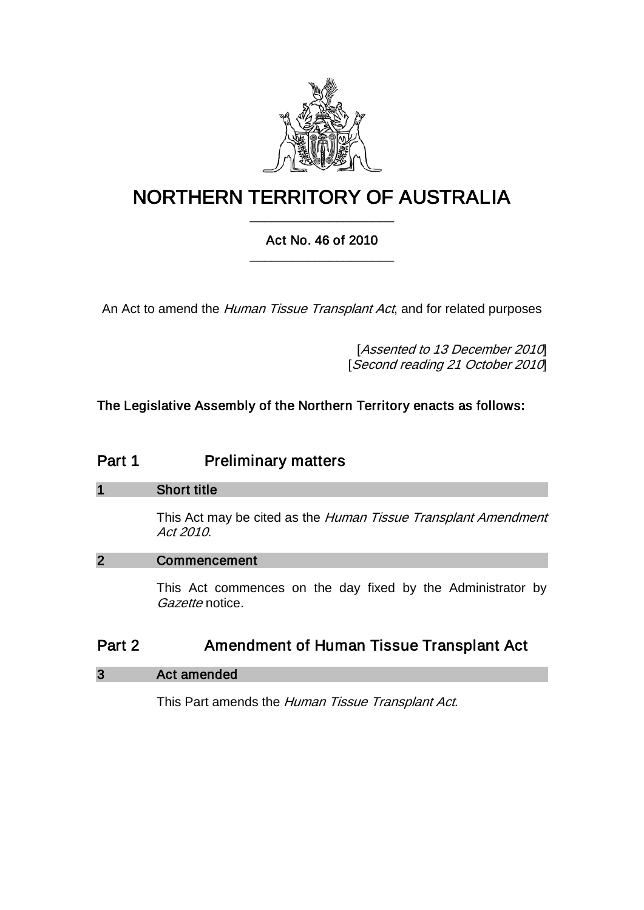# NORTHERN TERRITORY OF AUSTRALIA

Act No. 46 of 2010

An Act to amend the *Human Tissue Transplant Act*, and for related purposes

[*Assented to 13 December 2010*]
[*Second reading 21 October 2010*]

**The Legislative Assembly of the Northern Territory enacts as follows:**

## Part 1 Preliminary matters

### 1 Short title

This Act may be cited as the *Human Tissue Transplant Amendment Act 2010*.

### 2 Commencement

This Act commences on the day fixed by the Administrator by *Gazette* notice.

## Part 2 Amendment of Human Tissue Transplant Act

### 3 Act amended

This Part amends the *Human Tissue Transplant Act*.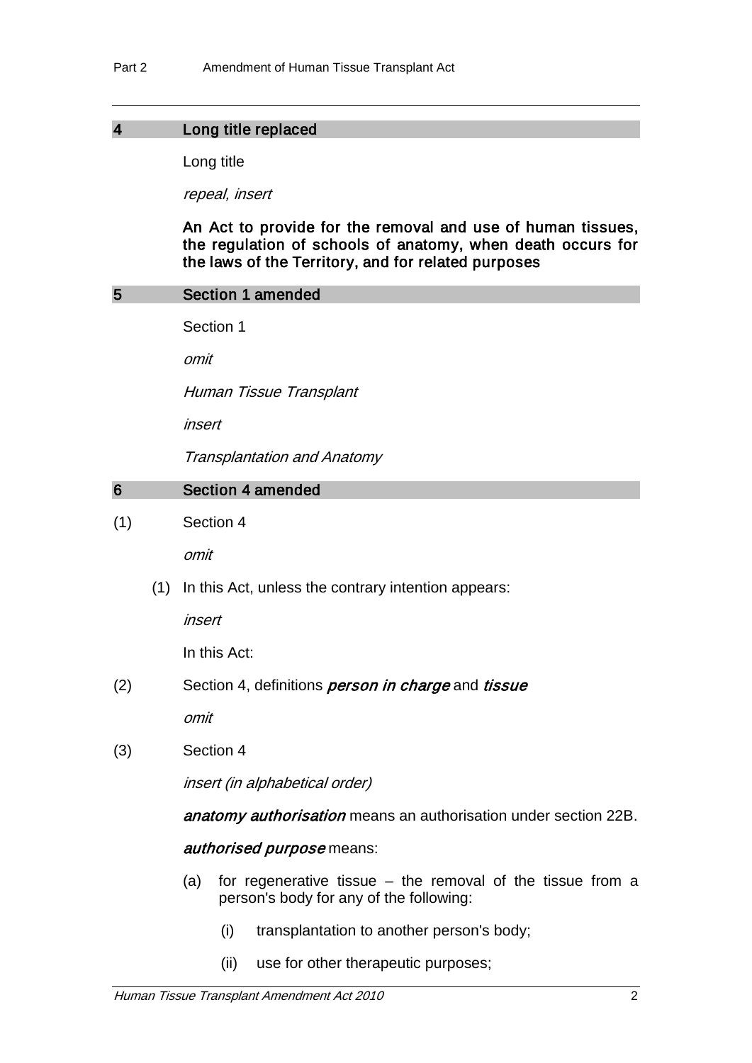### 4 Long title replaced

Long title

*repeal, insert*

**An Act to provide for the removal and use of human tissues, the regulation of schools of anatomy, when death occurs for the laws of the Territory, and for related purposes**

### 5 Section 1 amended

Section 1

*omit*

*Human Tissue Transplant*

*insert*

*Transplantation and Anatomy*

### 6 Section 4 amended

(1) Section 4

*omit*

(1) In this Act, unless the contrary intention appears:

*insert*

In this Act:

(2) Section 4, definitions ***person in charge*** and ***tissue***

*omit*

(3) Section 4

*insert (in alphabetical order)*

***anatomy authorisation*** means an authorisation under section 22B.

***authorised purpose*** means:

(a) for regenerative tissue – the removal of the tissue from a person's body for any of the following:

(i) transplantation to another person's body;

(ii) use for other therapeutic purposes;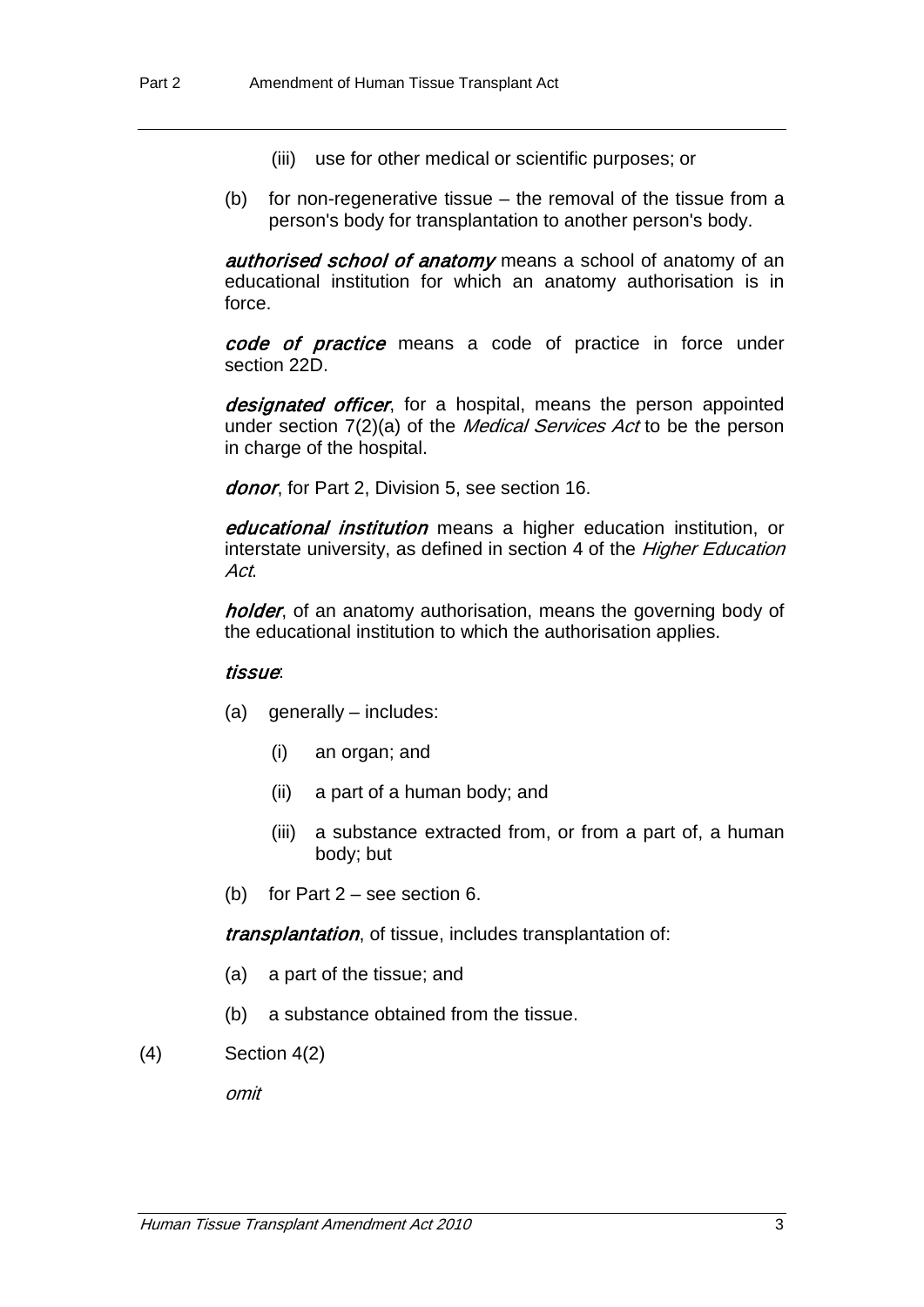(iii) use for other medical or scientific purposes; or

(b) for non-regenerative tissue – the removal of the tissue from a person's body for transplantation to another person's body.

***authorised school of anatomy*** means a school of anatomy of an educational institution for which an anatomy authorisation is in force.

***code of practice*** means a code of practice in force under section 22D.

***designated officer***, for a hospital, means the person appointed under section 7(2)(a) of the *Medical Services Act* to be the person in charge of the hospital.

***donor***, for Part 2, Division 5, see section 16.

***educational institution*** means a higher education institution, or interstate university, as defined in section 4 of the *Higher Education Act*.

***holder***, of an anatomy authorisation, means the governing body of the educational institution to which the authorisation applies.

***tissue***:

(a) generally – includes:

(i) an organ; and

(ii) a part of a human body; and

(iii) a substance extracted from, or from a part of, a human body; but

(b) for Part 2 – see section 6.

***transplantation***, of tissue, includes transplantation of:

(a) a part of the tissue; and

(b) a substance obtained from the tissue.

(4) Section 4(2)

*omit*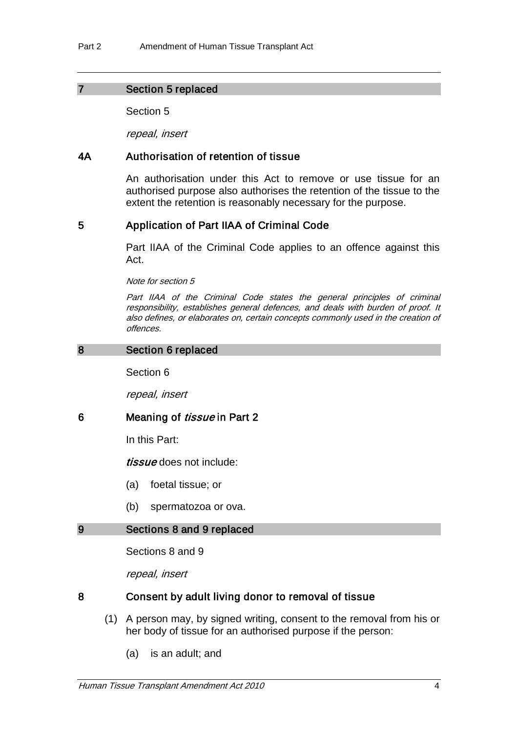## 7 Section 5 replaced

Section 5

*repeal, insert*

### 4A Authorisation of retention of tissue

An authorisation under this Act to remove or use tissue for an authorised purpose also authorises the retention of the tissue to the extent the retention is reasonably necessary for the purpose.

### 5 Application of Part IIAA of Criminal Code

Part IIAA of the Criminal Code applies to an offence against this Act.

*Note for section 5*

*Part IIAA of the Criminal Code states the general principles of criminal responsibility, establishes general defences, and deals with burden of proof. It also defines, or elaborates on, certain concepts commonly used in the creation of offences.*

## 8 Section 6 replaced

Section 6

*repeal, insert*

### 6 Meaning of *tissue* in Part 2

In this Part:

***tissue*** does not include:

(a) foetal tissue; or

(b) spermatozoa or ova.

## 9 Sections 8 and 9 replaced

Sections 8 and 9

*repeal, insert*

### 8 Consent by adult living donor to removal of tissue

(1) A person may, by signed writing, consent to the removal from his or her body of tissue for an authorised purpose if the person:

(a) is an adult; and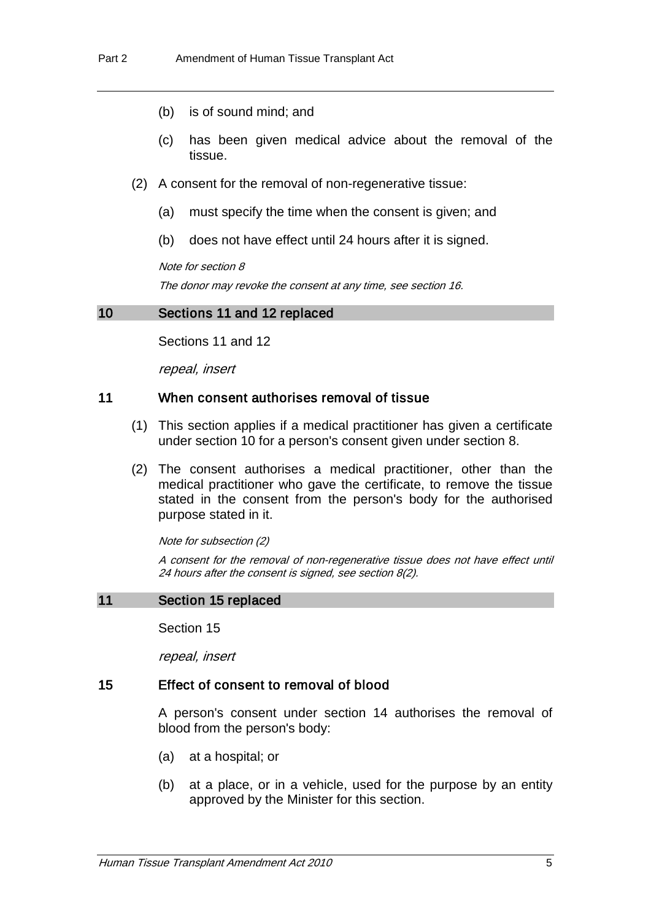(b) is of sound mind; and

(c) has been given medical advice about the removal of the tissue.

(2) A consent for the removal of non-regenerative tissue:

(a) must specify the time when the consent is given; and

(b) does not have effect until 24 hours after it is signed.

*Note for section 8*

*The donor may revoke the consent at any time, see section 16.*

## 10 Sections 11 and 12 replaced

Sections 11 and 12

*repeal, insert*

### 11 When consent authorises removal of tissue

(1) This section applies if a medical practitioner has given a certificate under section 10 for a person's consent given under section 8.

(2) The consent authorises a medical practitioner, other than the medical practitioner who gave the certificate, to remove the tissue stated in the consent from the person's body for the authorised purpose stated in it.

*Note for subsection (2)*

*A consent for the removal of non-regenerative tissue does not have effect until 24 hours after the consent is signed, see section 8(2).*

## 11 Section 15 replaced

Section 15

*repeal, insert*

### 15 Effect of consent to removal of blood

A person's consent under section 14 authorises the removal of blood from the person's body:

(a) at a hospital; or

(b) at a place, or in a vehicle, used for the purpose by an entity approved by the Minister for this section.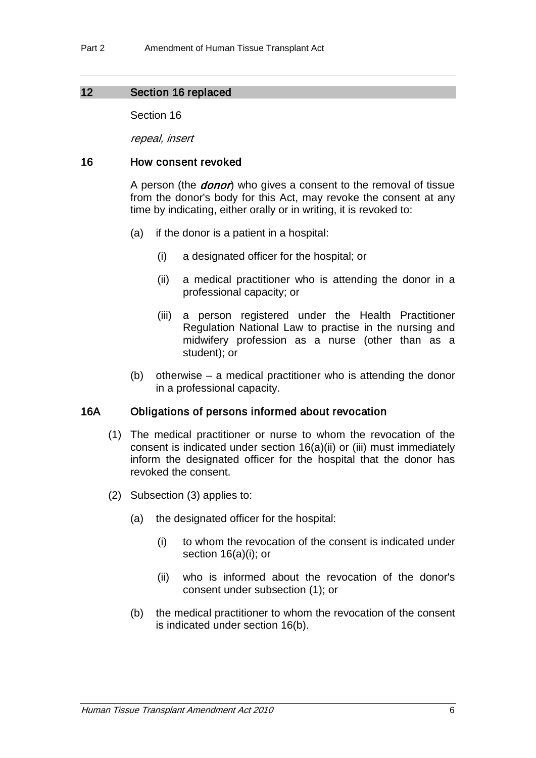## 12 Section 16 replaced

Section 16

*repeal, insert*

### 16 How consent revoked

A person (the ***donor***) who gives a consent to the removal of tissue from the donor's body for this Act, may revoke the consent at any time by indicating, either orally or in writing, it is revoked to:

(a) if the donor is a patient in a hospital:

(i) a designated officer for the hospital; or

(ii) a medical practitioner who is attending the donor in a professional capacity; or

(iii) a person registered under the Health Practitioner Regulation National Law to practise in the nursing and midwifery profession as a nurse (other than as a student); or

(b) otherwise – a medical practitioner who is attending the donor in a professional capacity.

### 16A Obligations of persons informed about revocation

(1) The medical practitioner or nurse to whom the revocation of the consent is indicated under section 16(a)(ii) or (iii) must immediately inform the designated officer for the hospital that the donor has revoked the consent.

(2) Subsection (3) applies to:

(a) the designated officer for the hospital:

(i) to whom the revocation of the consent is indicated under section 16(a)(i); or

(ii) who is informed about the revocation of the donor's consent under subsection (1); or

(b) the medical practitioner to whom the revocation of the consent is indicated under section 16(b).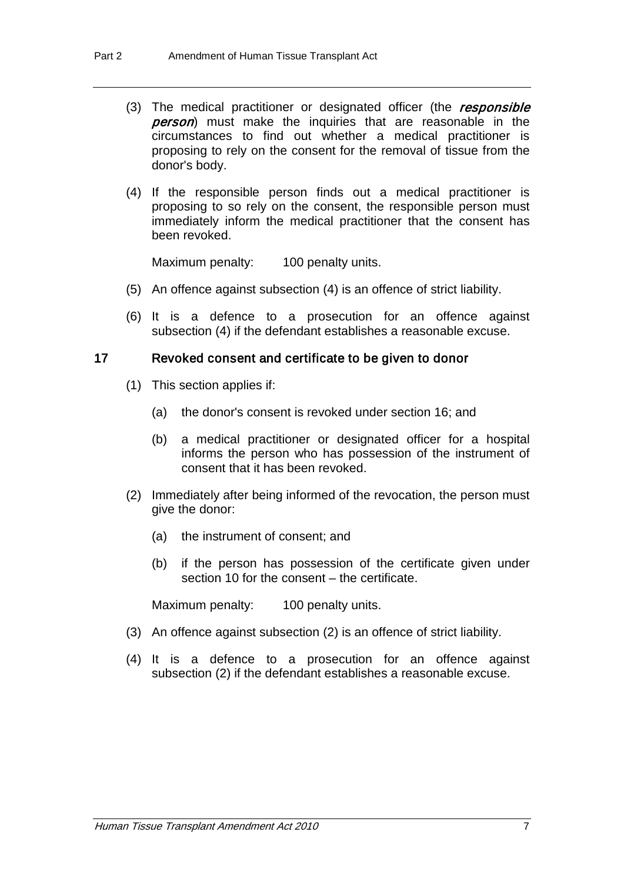(3) The medical practitioner or designated officer (the ***responsible person***) must make the inquiries that are reasonable in the circumstances to find out whether a medical practitioner is proposing to rely on the consent for the removal of tissue from the donor's body.

(4) If the responsible person finds out a medical practitioner is proposing to so rely on the consent, the responsible person must immediately inform the medical practitioner that the consent has been revoked.

Maximum penalty: 100 penalty units.

(5) An offence against subsection (4) is an offence of strict liability.

(6) It is a defence to a prosecution for an offence against subsection (4) if the defendant establishes a reasonable excuse.

### 17 Revoked consent and certificate to be given to donor

(1) This section applies if:

(a) the donor's consent is revoked under section 16; and

(b) a medical practitioner or designated officer for a hospital informs the person who has possession of the instrument of consent that it has been revoked.

(2) Immediately after being informed of the revocation, the person must give the donor:

(a) the instrument of consent; and

(b) if the person has possession of the certificate given under section 10 for the consent – the certificate.

Maximum penalty: 100 penalty units.

(3) An offence against subsection (2) is an offence of strict liability.

(4) It is a defence to a prosecution for an offence against subsection (2) if the defendant establishes a reasonable excuse.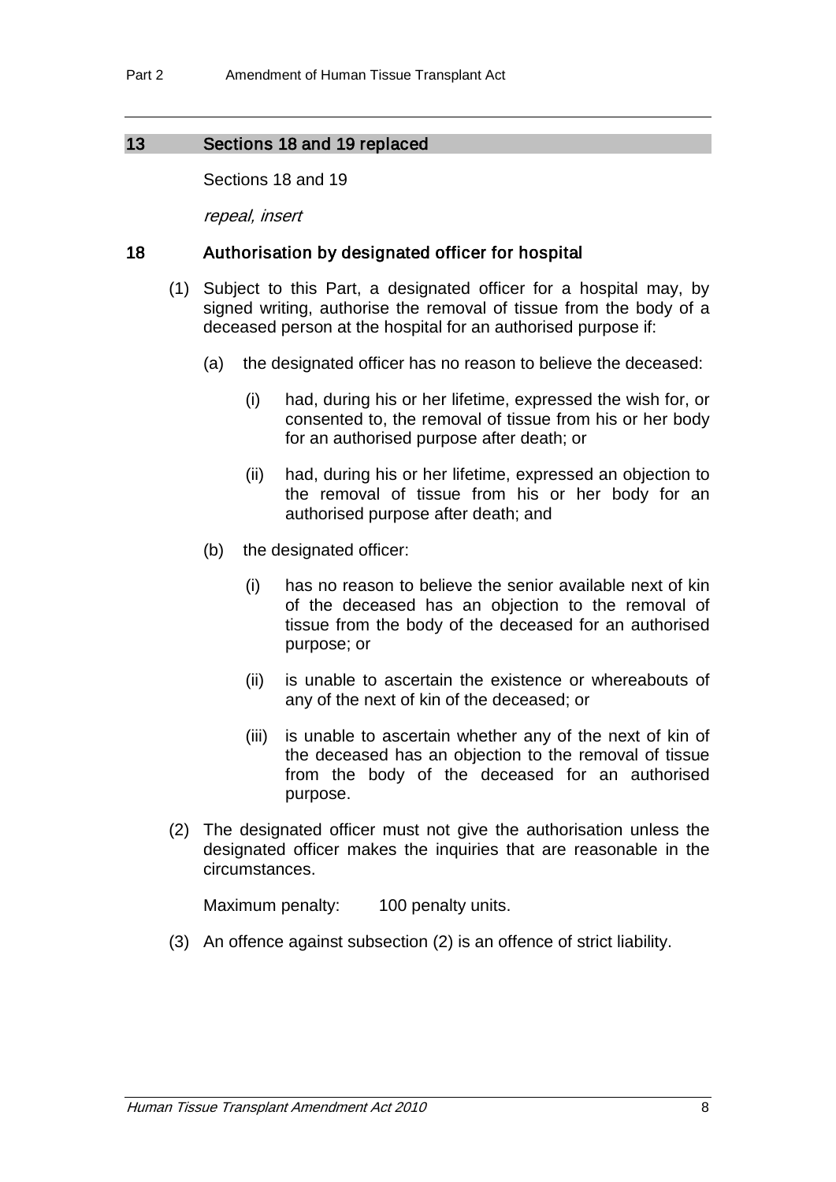## 13 Sections 18 and 19 replaced

Sections 18 and 19

*repeal, insert*

### 18 Authorisation by designated officer for hospital

(1) Subject to this Part, a designated officer for a hospital may, by signed writing, authorise the removal of tissue from the body of a deceased person at the hospital for an authorised purpose if:

(a) the designated officer has no reason to believe the deceased:

(i) had, during his or her lifetime, expressed the wish for, or consented to, the removal of tissue from his or her body for an authorised purpose after death; or

(ii) had, during his or her lifetime, expressed an objection to the removal of tissue from his or her body for an authorised purpose after death; and

(b) the designated officer:

(i) has no reason to believe the senior available next of kin of the deceased has an objection to the removal of tissue from the body of the deceased for an authorised purpose; or

(ii) is unable to ascertain the existence or whereabouts of any of the next of kin of the deceased; or

(iii) is unable to ascertain whether any of the next of kin of the deceased has an objection to the removal of tissue from the body of the deceased for an authorised purpose.

(2) The designated officer must not give the authorisation unless the designated officer makes the inquiries that are reasonable in the circumstances.

Maximum penalty: 100 penalty units.

(3) An offence against subsection (2) is an offence of strict liability.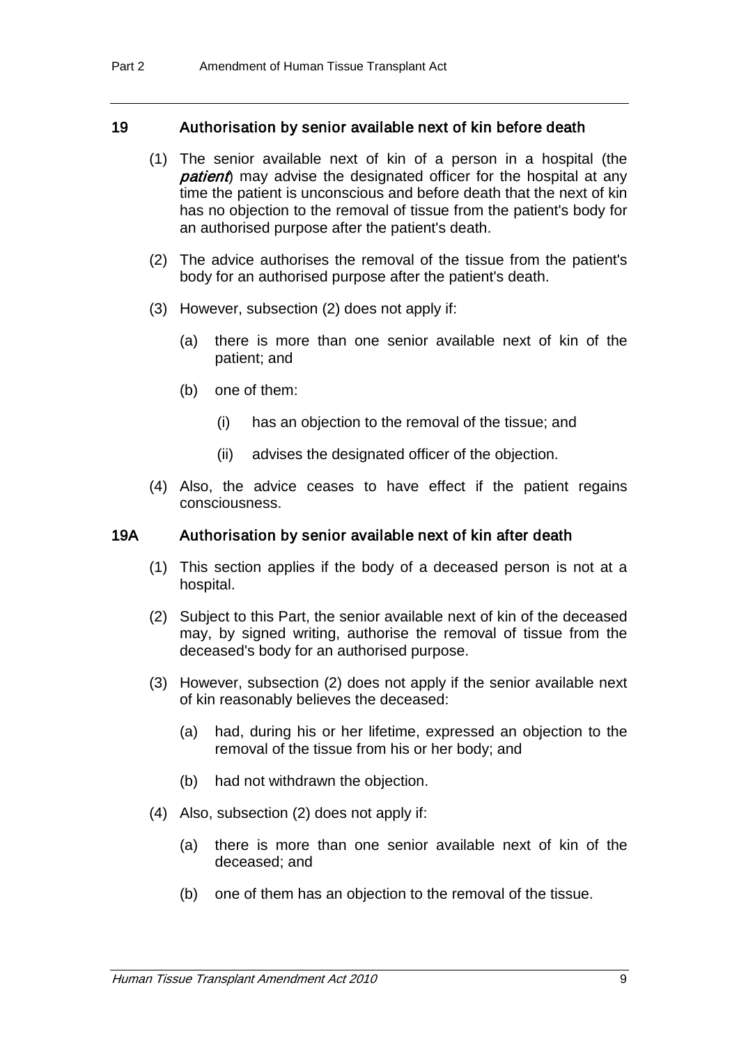### 19 Authorisation by senior available next of kin before death

(1) The senior available next of kin of a person in a hospital (the ***patient***) may advise the designated officer for the hospital at any time the patient is unconscious and before death that the next of kin has no objection to the removal of tissue from the patient's body for an authorised purpose after the patient's death.

(2) The advice authorises the removal of the tissue from the patient's body for an authorised purpose after the patient's death.

(3) However, subsection (2) does not apply if:

- (a) there is more than one senior available next of kin of the patient; and
- (b) one of them:
  - (i) has an objection to the removal of the tissue; and
  - (ii) advises the designated officer of the objection.

(4) Also, the advice ceases to have effect if the patient regains consciousness.

### 19A Authorisation by senior available next of kin after death

(1) This section applies if the body of a deceased person is not at a hospital.

(2) Subject to this Part, the senior available next of kin of the deceased may, by signed writing, authorise the removal of tissue from the deceased's body for an authorised purpose.

(3) However, subsection (2) does not apply if the senior available next of kin reasonably believes the deceased:

- (a) had, during his or her lifetime, expressed an objection to the removal of the tissue from his or her body; and
- (b) had not withdrawn the objection.

(4) Also, subsection (2) does not apply if:

- (a) there is more than one senior available next of kin of the deceased; and
- (b) one of them has an objection to the removal of the tissue.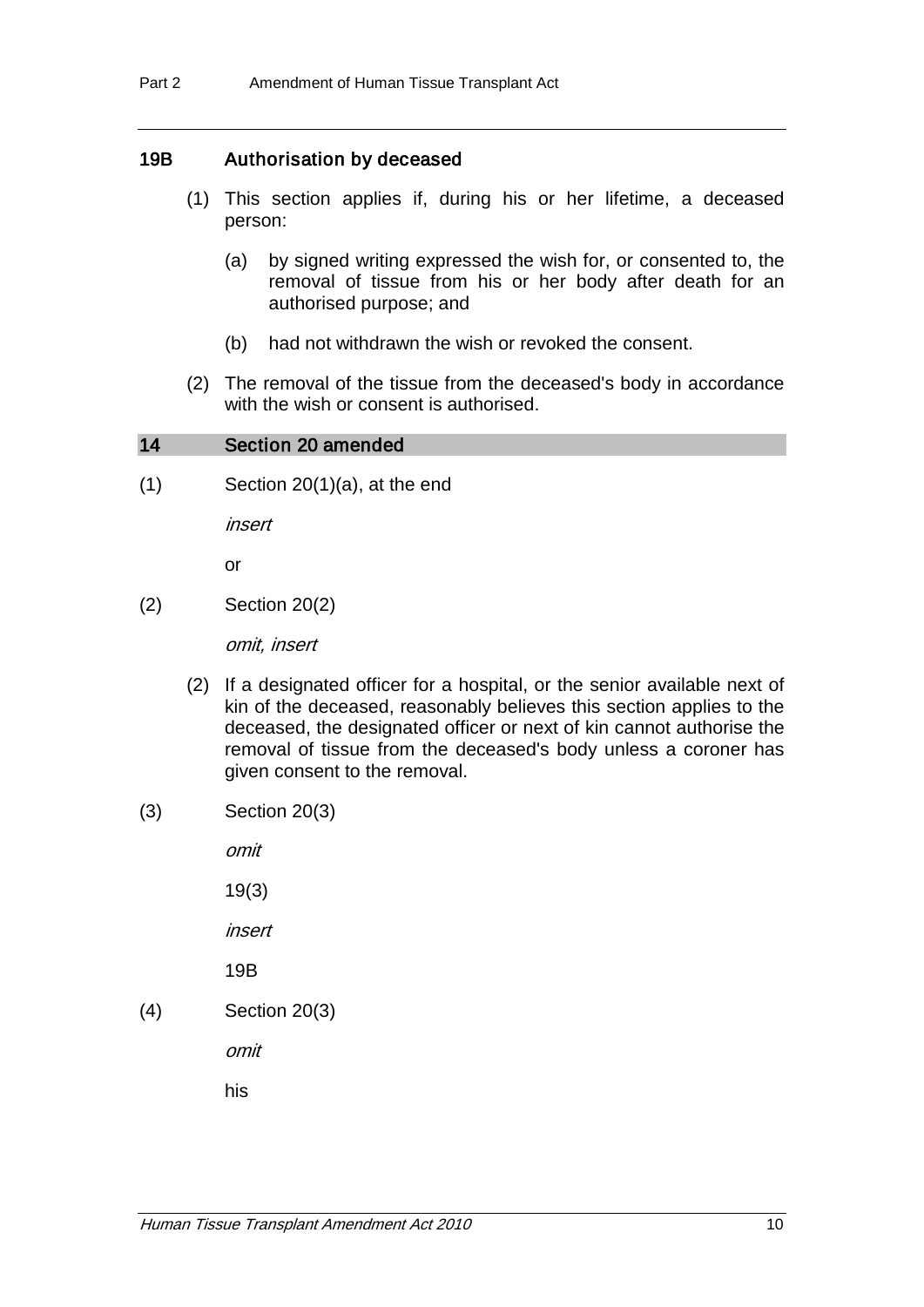### 19B Authorisation by deceased

(1) This section applies if, during his or her lifetime, a deceased person:

(a) by signed writing expressed the wish for, or consented to, the removal of tissue from his or her body after death for an authorised purpose; and

(b) had not withdrawn the wish or revoked the consent.

(2) The removal of the tissue from the deceased's body in accordance with the wish or consent is authorised.

## 14 Section 20 amended

(1) Section 20(1)(a), at the end

*insert*

or

(2) Section 20(2)

*omit, insert*

(2) If a designated officer for a hospital, or the senior available next of kin of the deceased, reasonably believes this section applies to the deceased, the designated officer or next of kin cannot authorise the removal of tissue from the deceased's body unless a coroner has given consent to the removal.

(3) Section 20(3)

*omit*

19(3)

*insert*

19B

(4) Section 20(3)

*omit*

his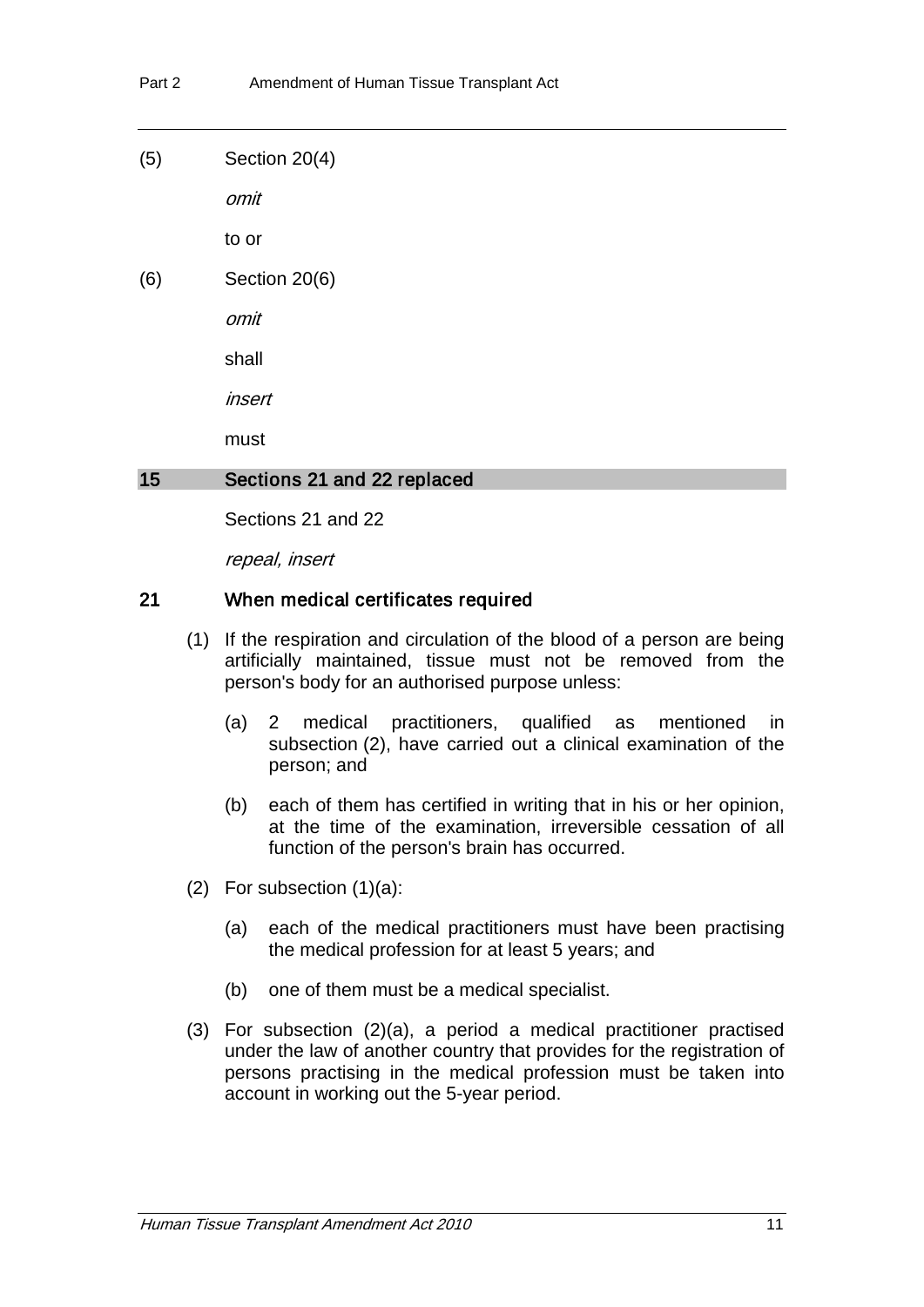(5) Section 20(4)

*omit*

to or

(6) Section 20(6)

*omit*

shall

*insert*

must

## 15 Sections 21 and 22 replaced

Sections 21 and 22

*repeal, insert*

### 21 When medical certificates required

(1) If the respiration and circulation of the blood of a person are being artificially maintained, tissue must not be removed from the person's body for an authorised purpose unless:

(a) 2 medical practitioners, qualified as mentioned in subsection (2), have carried out a clinical examination of the person; and

(b) each of them has certified in writing that in his or her opinion, at the time of the examination, irreversible cessation of all function of the person's brain has occurred.

(2) For subsection (1)(a):

(a) each of the medical practitioners must have been practising the medical profession for at least 5 years; and

(b) one of them must be a medical specialist.

(3) For subsection (2)(a), a period a medical practitioner practised under the law of another country that provides for the registration of persons practising in the medical profession must be taken into account in working out the 5-year period.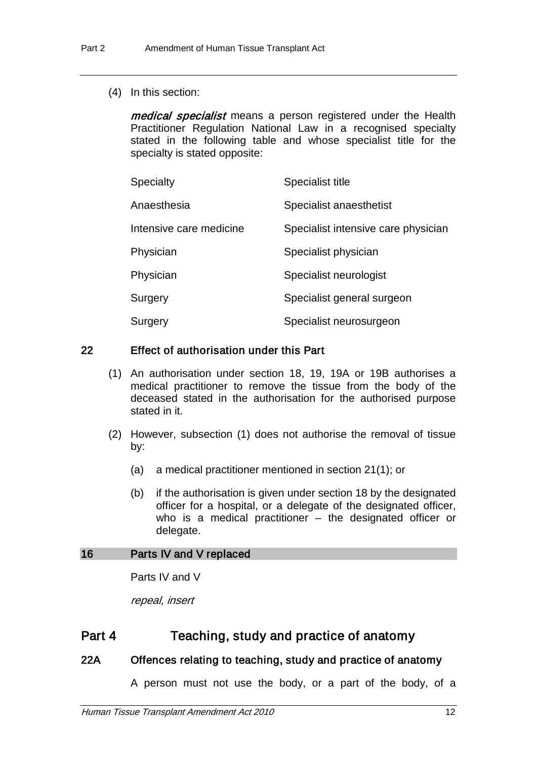(4) In this section:

***medical specialist*** means a person registered under the Health Practitioner Regulation National Law in a recognised specialty stated in the following table and whose specialist title for the specialty is stated opposite:

| Specialty | Specialist title |
|---|---|
| Anaesthesia | Specialist anaesthetist |
| Intensive care medicine | Specialist intensive care physician |
| Physician | Specialist physician |
| Physician | Specialist neurologist |
| Surgery | Specialist general surgeon |
| Surgery | Specialist neurosurgeon |

### 22 Effect of authorisation under this Part

(1) An authorisation under section 18, 19, 19A or 19B authorises a medical practitioner to remove the tissue from the body of the deceased stated in the authorisation for the authorised purpose stated in it.

(2) However, subsection (1) does not authorise the removal of tissue by:

(a) a medical practitioner mentioned in section 21(1); or

(b) if the authorisation is given under section 18 by the designated officer for a hospital, or a delegate of the designated officer, who is a medical practitioner – the designated officer or delegate.

### 16 Parts IV and V replaced

Parts IV and V

*repeal, insert*

## Part 4 Teaching, study and practice of anatomy

### 22A Offences relating to teaching, study and practice of anatomy

A person must not use the body, or a part of the body, of a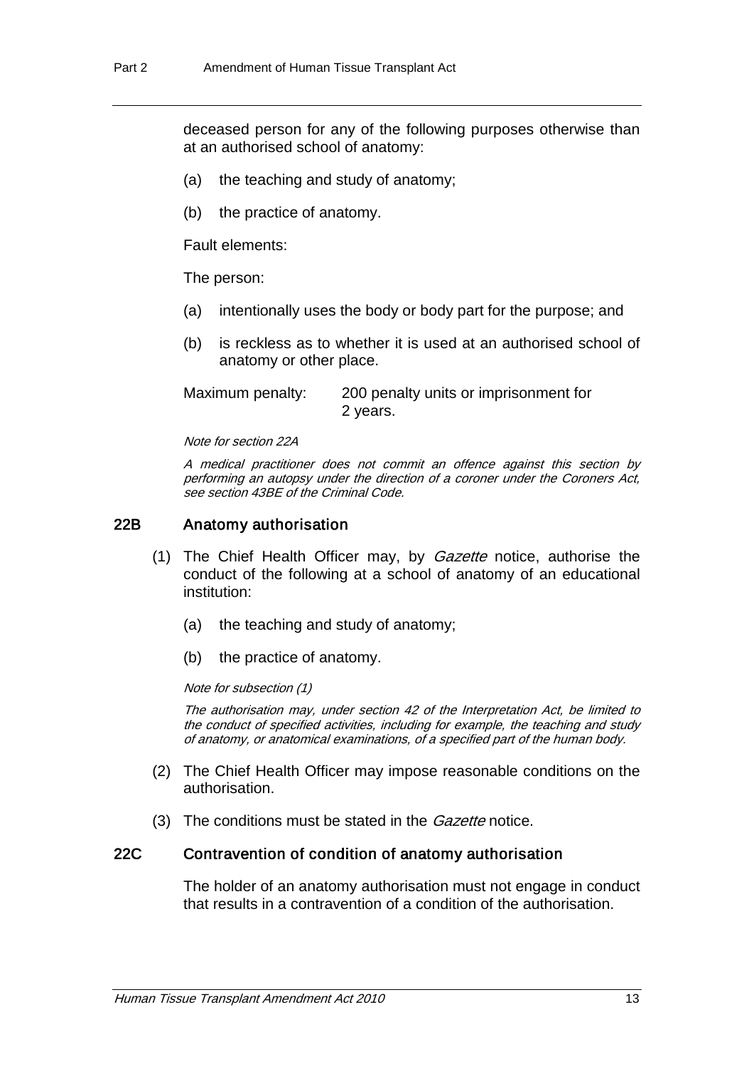deceased person for any of the following purposes otherwise than at an authorised school of anatomy:

(a) the teaching and study of anatomy;

(b) the practice of anatomy.

Fault elements:

The person:

(a) intentionally uses the body or body part for the purpose; and

(b) is reckless as to whether it is used at an authorised school of anatomy or other place.

Maximum penalty: 200 penalty units or imprisonment for 2 years.

*Note for section 22A*

*A medical practitioner does not commit an offence against this section by performing an autopsy under the direction of a coroner under the Coroners Act, see section 43BE of the Criminal Code.*

### 22B Anatomy authorisation

(1) The Chief Health Officer may, by *Gazette* notice, authorise the conduct of the following at a school of anatomy of an educational institution:

(a) the teaching and study of anatomy;

(b) the practice of anatomy.

*Note for subsection (1)*

*The authorisation may, under section 42 of the Interpretation Act, be limited to the conduct of specified activities, including for example, the teaching and study of anatomy, or anatomical examinations, of a specified part of the human body.*

(2) The Chief Health Officer may impose reasonable conditions on the authorisation.

(3) The conditions must be stated in the *Gazette* notice.

### 22C Contravention of condition of anatomy authorisation

The holder of an anatomy authorisation must not engage in conduct that results in a contravention of a condition of the authorisation.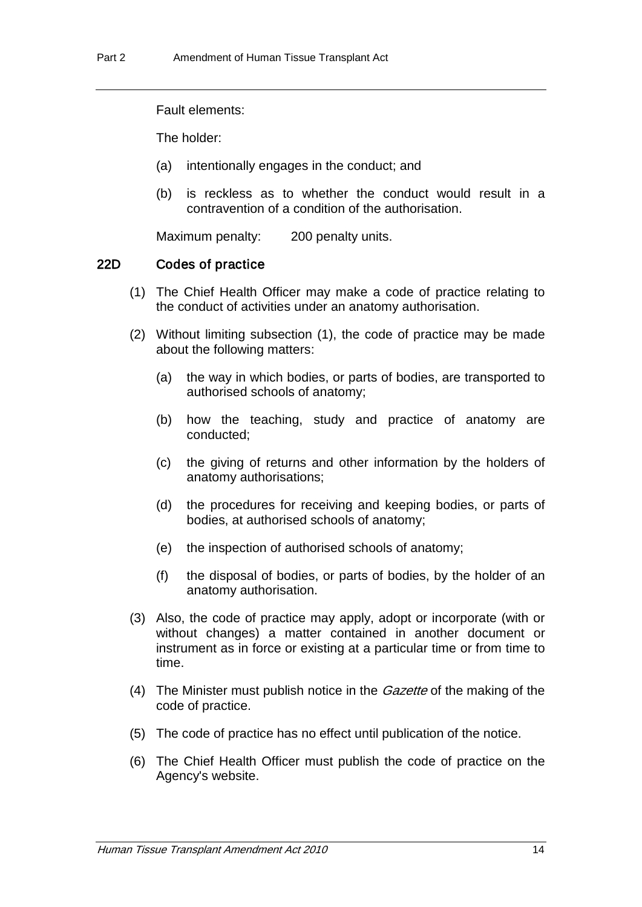Fault elements:

The holder:

(a) intentionally engages in the conduct; and

(b) is reckless as to whether the conduct would result in a contravention of a condition of the authorisation.

Maximum penalty: 200 penalty units.

### 22D Codes of practice

(1) The Chief Health Officer may make a code of practice relating to the conduct of activities under an anatomy authorisation.

(2) Without limiting subsection (1), the code of practice may be made about the following matters:

(a) the way in which bodies, or parts of bodies, are transported to authorised schools of anatomy;

(b) how the teaching, study and practice of anatomy are conducted;

(c) the giving of returns and other information by the holders of anatomy authorisations;

(d) the procedures for receiving and keeping bodies, or parts of bodies, at authorised schools of anatomy;

(e) the inspection of authorised schools of anatomy;

(f) the disposal of bodies, or parts of bodies, by the holder of an anatomy authorisation.

(3) Also, the code of practice may apply, adopt or incorporate (with or without changes) a matter contained in another document or instrument as in force or existing at a particular time or from time to time.

(4) The Minister must publish notice in the *Gazette* of the making of the code of practice.

(5) The code of practice has no effect until publication of the notice.

(6) The Chief Health Officer must publish the code of practice on the Agency's website.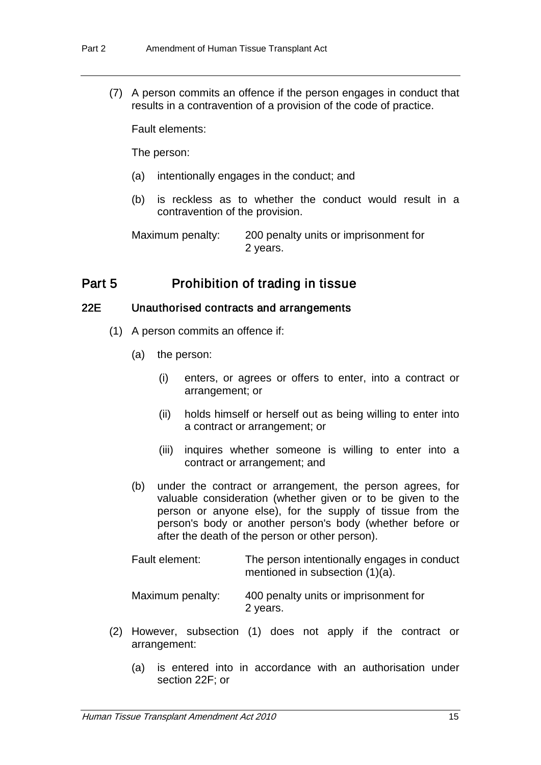(7) A person commits an offence if the person engages in conduct that results in a contravention of a provision of the code of practice.

Fault elements:

The person:

(a) intentionally engages in the conduct; and

(b) is reckless as to whether the conduct would result in a contravention of the provision.

Maximum penalty: 200 penalty units or imprisonment for 2 years.

## Part 5 Prohibition of trading in tissue

### 22E Unauthorised contracts and arrangements

(1) A person commits an offence if:

(a) the person:

(i) enters, or agrees or offers to enter, into a contract or arrangement; or

(ii) holds himself or herself out as being willing to enter into a contract or arrangement; or

(iii) inquires whether someone is willing to enter into a contract or arrangement; and

(b) under the contract or arrangement, the person agrees, for valuable consideration (whether given or to be given to the person or anyone else), for the supply of tissue from the person's body or another person's body (whether before or after the death of the person or other person).

Fault element: The person intentionally engages in conduct mentioned in subsection (1)(a).

Maximum penalty: 400 penalty units or imprisonment for 2 years.

(2) However, subsection (1) does not apply if the contract or arrangement:

(a) is entered into in accordance with an authorisation under section 22F; or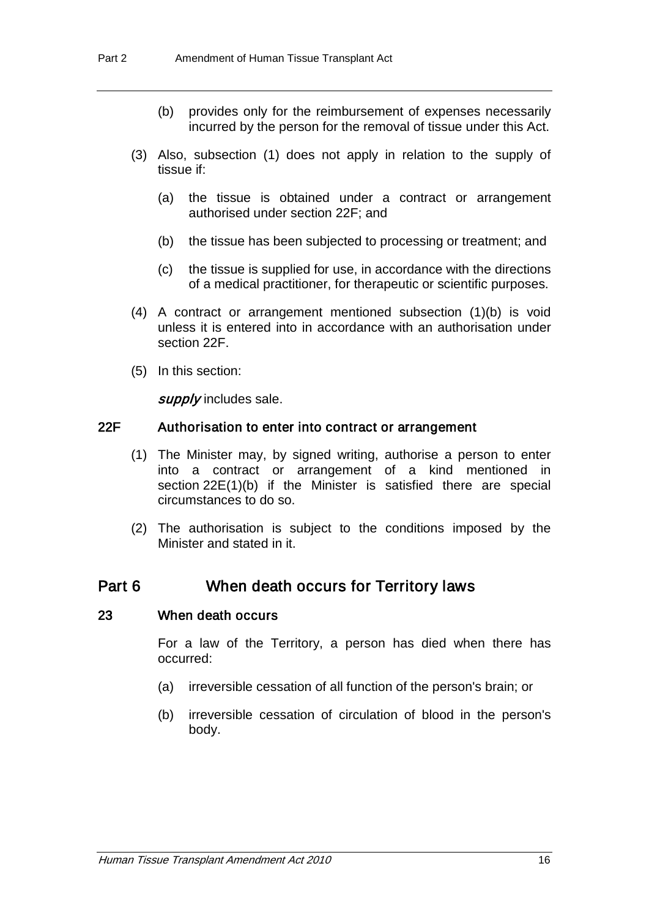(b) provides only for the reimbursement of expenses necessarily incurred by the person for the removal of tissue under this Act.

(3) Also, subsection (1) does not apply in relation to the supply of tissue if:

(a) the tissue is obtained under a contract or arrangement authorised under section 22F; and

(b) the tissue has been subjected to processing or treatment; and

(c) the tissue is supplied for use, in accordance with the directions of a medical practitioner, for therapeutic or scientific purposes.

(4) A contract or arrangement mentioned subsection (1)(b) is void unless it is entered into in accordance with an authorisation under section 22F.

(5) In this section:

***supply*** includes sale.

### 22F Authorisation to enter into contract or arrangement

(1) The Minister may, by signed writing, authorise a person to enter into a contract or arrangement of a kind mentioned in section 22E(1)(b) if the Minister is satisfied there are special circumstances to do so.

(2) The authorisation is subject to the conditions imposed by the Minister and stated in it.

## Part 6 When death occurs for Territory laws

### 23 When death occurs

For a law of the Territory, a person has died when there has occurred:

(a) irreversible cessation of all function of the person's brain; or

(b) irreversible cessation of circulation of blood in the person's body.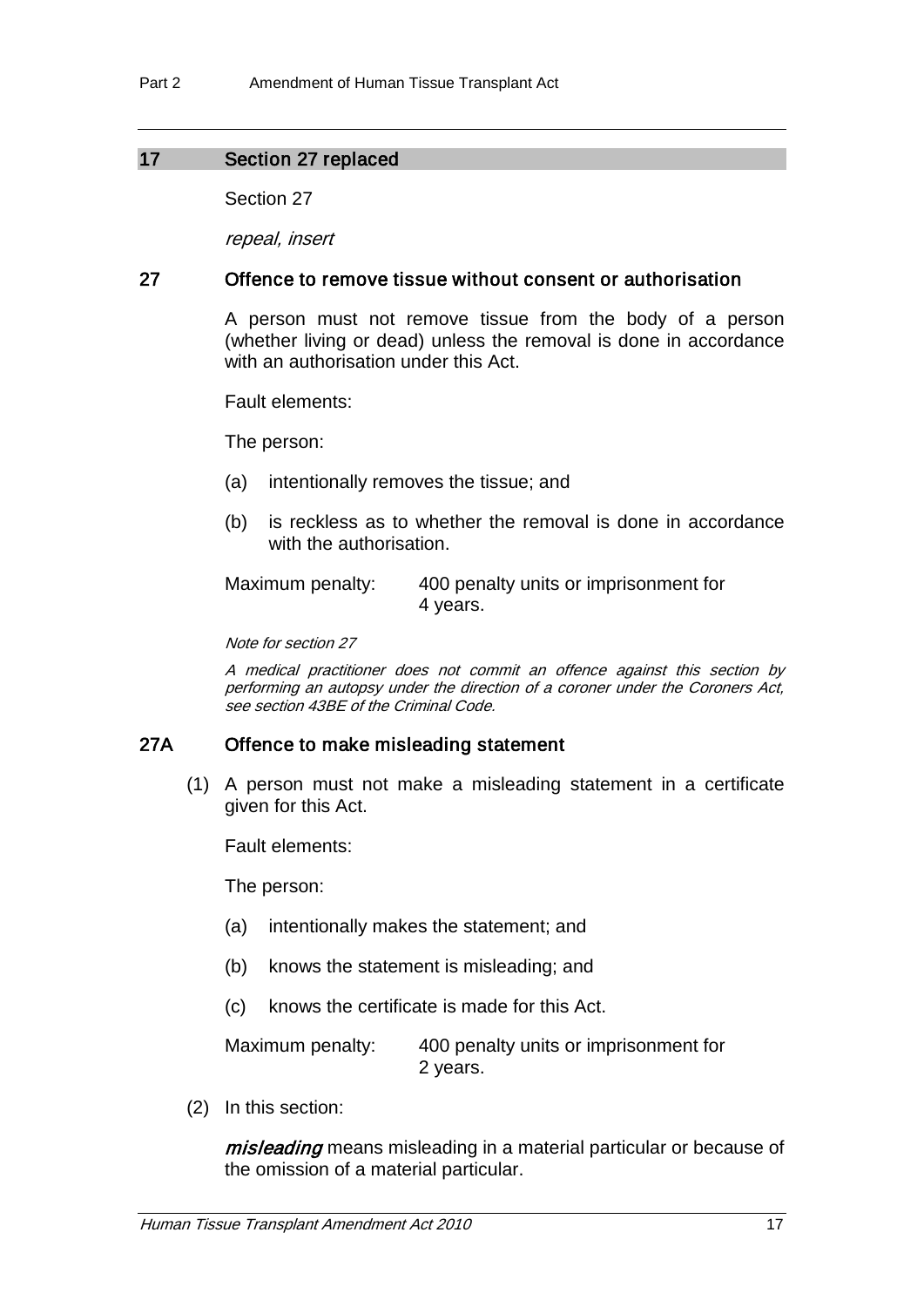## 17 Section 27 replaced

Section 27

*repeal, insert*

### 27 Offence to remove tissue without consent or authorisation

A person must not remove tissue from the body of a person (whether living or dead) unless the removal is done in accordance with an authorisation under this Act.

Fault elements:

The person:

(a) intentionally removes the tissue; and

(b) is reckless as to whether the removal is done in accordance with the authorisation.

Maximum penalty: 400 penalty units or imprisonment for 4 years.

*Note for section 27*

*A medical practitioner does not commit an offence against this section by performing an autopsy under the direction of a coroner under the Coroners Act, see section 43BE of the Criminal Code.*

### 27A Offence to make misleading statement

(1) A person must not make a misleading statement in a certificate given for this Act.

Fault elements:

The person:

(a) intentionally makes the statement; and

(b) knows the statement is misleading; and

(c) knows the certificate is made for this Act.

Maximum penalty: 400 penalty units or imprisonment for 2 years.

(2) In this section:

***misleading*** means misleading in a material particular or because of the omission of a material particular.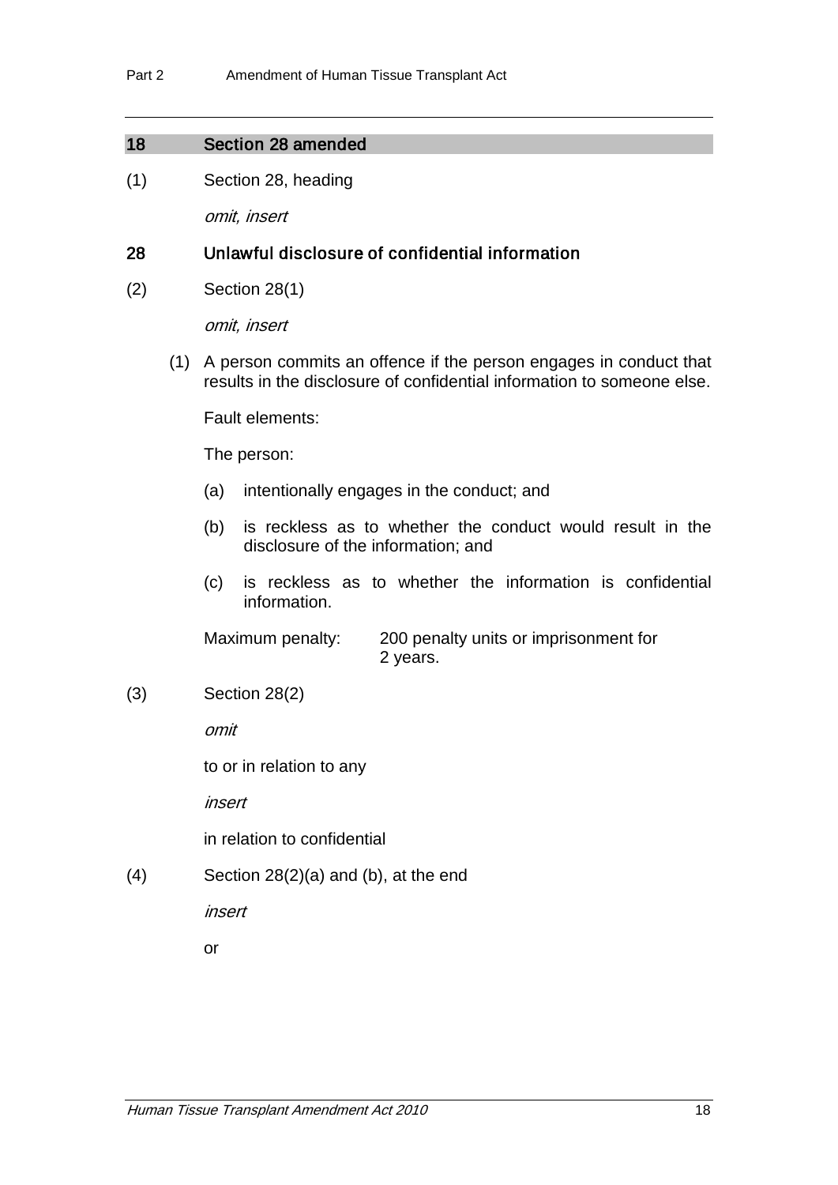### 18 Section 28 amended

(1) Section 28, heading

*omit, insert*

#### 28 Unlawful disclosure of confidential information

(2) Section 28(1)

*omit, insert*

(1) A person commits an offence if the person engages in conduct that results in the disclosure of confidential information to someone else.

Fault elements:

The person:

(a) intentionally engages in the conduct; and

(b) is reckless as to whether the conduct would result in the disclosure of the information; and

(c) is reckless as to whether the information is confidential information.

Maximum penalty: 200 penalty units or imprisonment for 2 years.

(3) Section 28(2)

*omit*

to or in relation to any

*insert*

in relation to confidential

(4) Section 28(2)(a) and (b), at the end

*insert*

or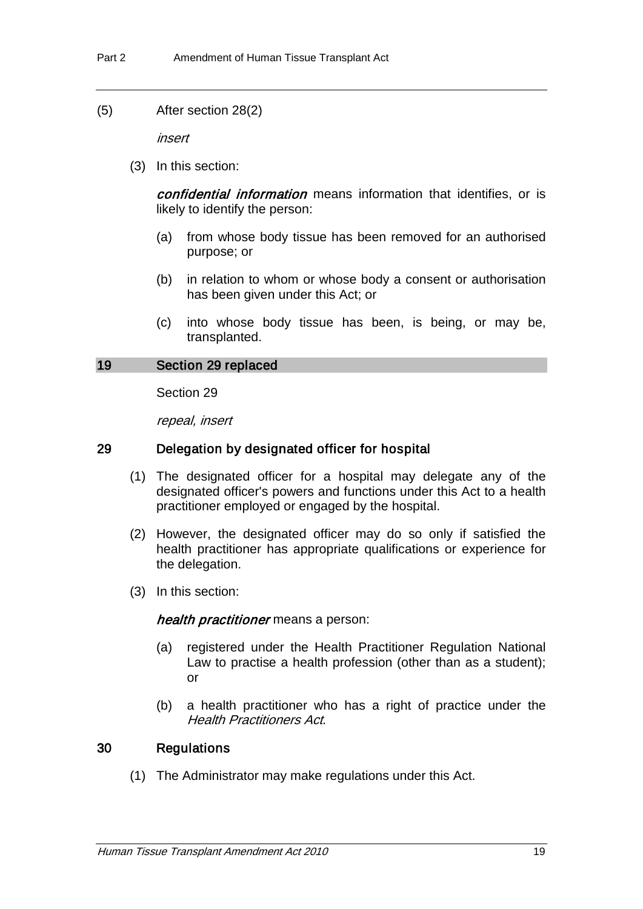(5) After section 28(2)

*insert*

(3) In this section:

***confidential information*** means information that identifies, or is likely to identify the person:

(a) from whose body tissue has been removed for an authorised purpose; or

(b) in relation to whom or whose body a consent or authorisation has been given under this Act; or

(c) into whose body tissue has been, is being, or may be, transplanted.

## 19 Section 29 replaced

Section 29

*repeal, insert*

### 29 Delegation by designated officer for hospital

(1) The designated officer for a hospital may delegate any of the designated officer's powers and functions under this Act to a health practitioner employed or engaged by the hospital.

(2) However, the designated officer may do so only if satisfied the health practitioner has appropriate qualifications or experience for the delegation.

(3) In this section:

***health practitioner*** means a person:

(a) registered under the Health Practitioner Regulation National Law to practise a health profession (other than as a student); or

(b) a health practitioner who has a right of practice under the *Health Practitioners Act*.

### 30 Regulations

(1) The Administrator may make regulations under this Act.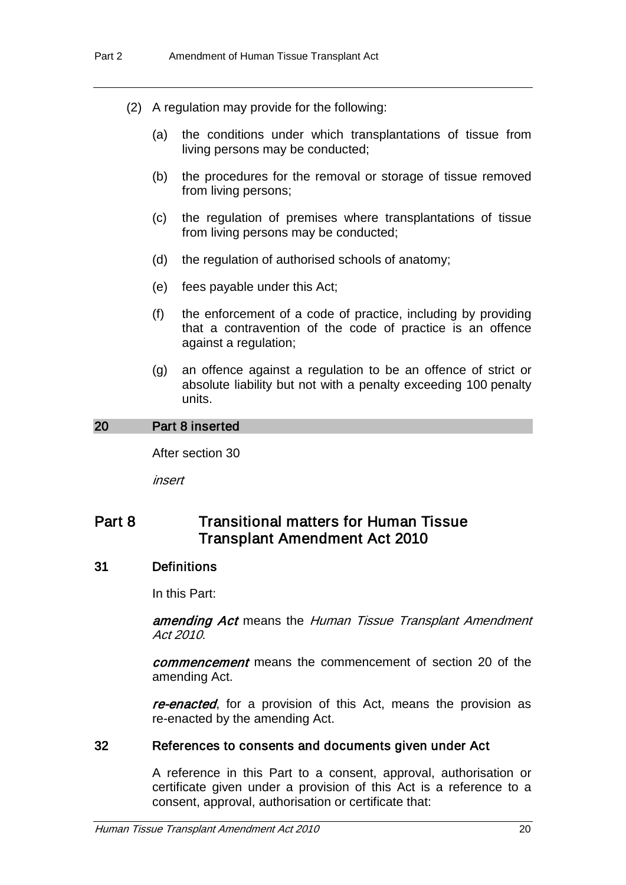(2) A regulation may provide for the following:

(a) the conditions under which transplantations of tissue from living persons may be conducted;

(b) the procedures for the removal or storage of tissue removed from living persons;

(c) the regulation of premises where transplantations of tissue from living persons may be conducted;

(d) the regulation of authorised schools of anatomy;

(e) fees payable under this Act;

(f) the enforcement of a code of practice, including by providing that a contravention of the code of practice is an offence against a regulation;

(g) an offence against a regulation to be an offence of strict or absolute liability but not with a penalty exceeding 100 penalty units.

### 20 Part 8 inserted

After section 30

*insert*

## Part 8 Transitional matters for Human Tissue Transplant Amendment Act 2010

### 31 Definitions

In this Part:

***amending Act*** means the *Human Tissue Transplant Amendment Act 2010*.

***commencement*** means the commencement of section 20 of the amending Act.

***re-enacted***, for a provision of this Act, means the provision as re-enacted by the amending Act.

### 32 References to consents and documents given under Act

A reference in this Part to a consent, approval, authorisation or certificate given under a provision of this Act is a reference to a consent, approval, authorisation or certificate that: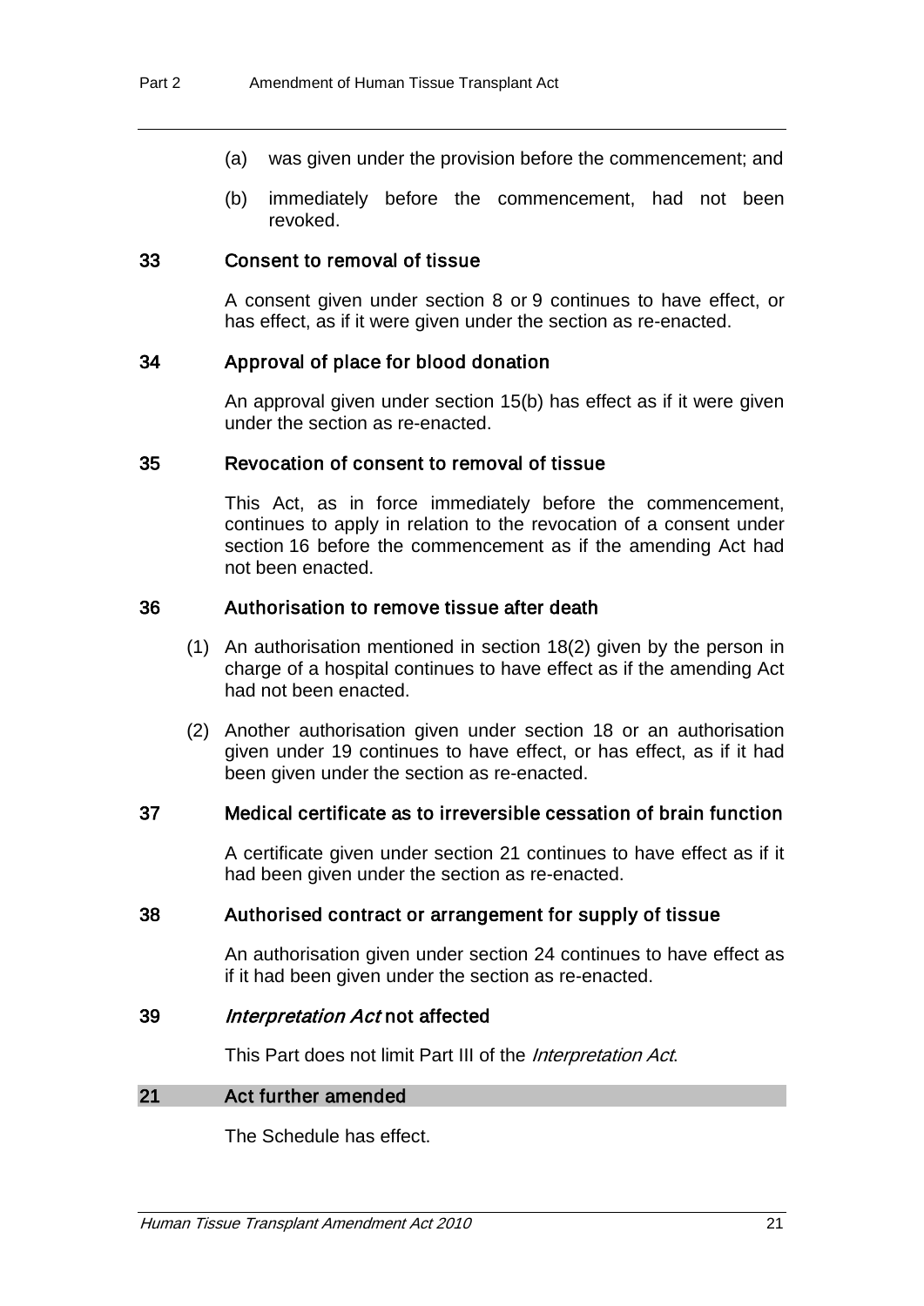(a) was given under the provision before the commencement; and

(b) immediately before the commencement, had not been revoked.

### 33 Consent to removal of tissue

A consent given under section 8 or 9 continues to have effect, or has effect, as if it were given under the section as re-enacted.

### 34 Approval of place for blood donation

An approval given under section 15(b) has effect as if it were given under the section as re-enacted.

### 35 Revocation of consent to removal of tissue

This Act, as in force immediately before the commencement, continues to apply in relation to the revocation of a consent under section 16 before the commencement as if the amending Act had not been enacted.

### 36 Authorisation to remove tissue after death

(1) An authorisation mentioned in section 18(2) given by the person in charge of a hospital continues to have effect as if the amending Act had not been enacted.

(2) Another authorisation given under section 18 or an authorisation given under 19 continues to have effect, or has effect, as if it had been given under the section as re-enacted.

### 37 Medical certificate as to irreversible cessation of brain function

A certificate given under section 21 continues to have effect as if it had been given under the section as re-enacted.

### 38 Authorised contract or arrangement for supply of tissue

An authorisation given under section 24 continues to have effect as if it had been given under the section as re-enacted.

### 39 *Interpretation Act* not affected

This Part does not limit Part III of the *Interpretation Act*.

## 21 Act further amended

The Schedule has effect.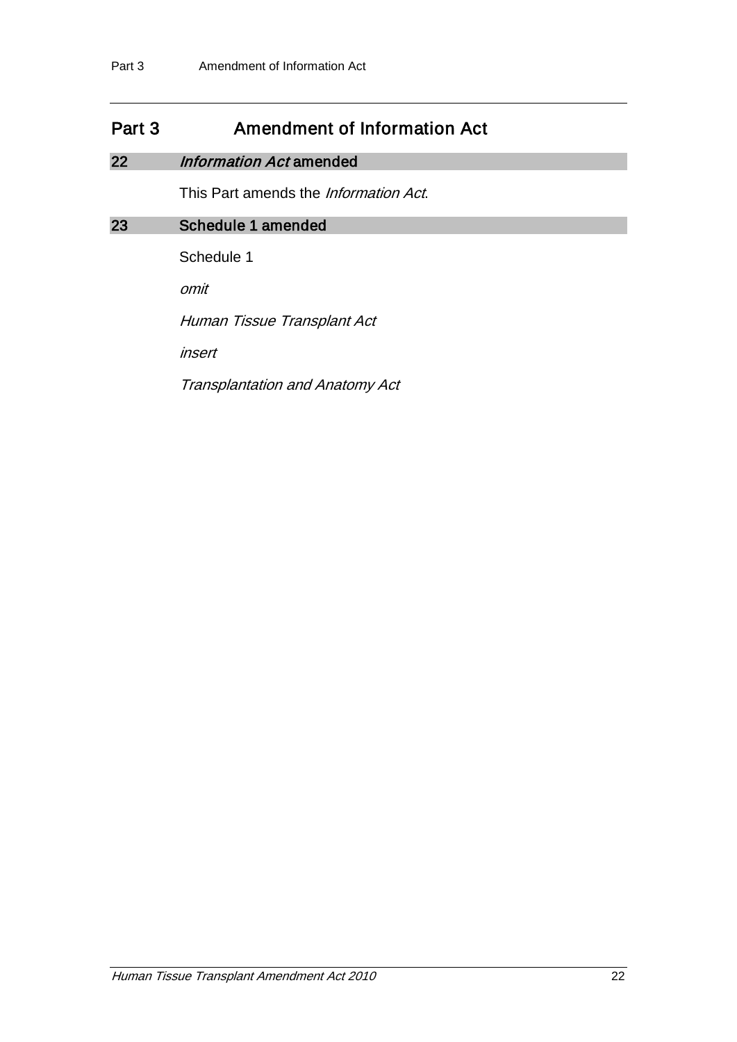# Part 3 Amendment of Information Act

## 22 *Information Act* amended

This Part amends the *Information Act*.

## 23 Schedule 1 amended

Schedule 1

*omit*

*Human Tissue Transplant Act*

*insert*

*Transplantation and Anatomy Act*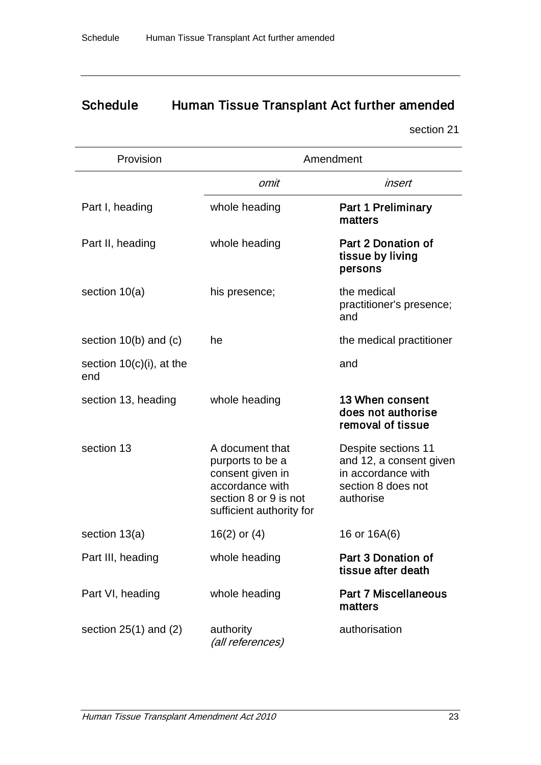# Schedule Human Tissue Transplant Act further amended

section 21

| Provision | Amendment | |
|---|---|---|
| | *omit* | *insert* |
| Part I, heading | whole heading | **Part 1 Preliminary matters** |
| Part II, heading | whole heading | **Part 2 Donation of tissue by living persons** |
| section 10(a) | his presence; | the medical practitioner's presence; and |
| section 10(b) and (c) | he | the medical practitioner |
| section 10(c)(i), at the end | | and |
| section 13, heading | whole heading | **13 When consent does not authorise removal of tissue** |
| section 13 | A document that purports to be a consent given in accordance with section 8 or 9 is not sufficient authority for | Despite sections 11 and 12, a consent given in accordance with section 8 does not authorise |
| section 13(a) | 16(2) or (4) | 16 or 16A(6) |
| Part III, heading | whole heading | **Part 3 Donation of tissue after death** |
| Part VI, heading | whole heading | **Part 7 Miscellaneous matters** |
| section 25(1) and (2) | authority *(all references)* | authorisation |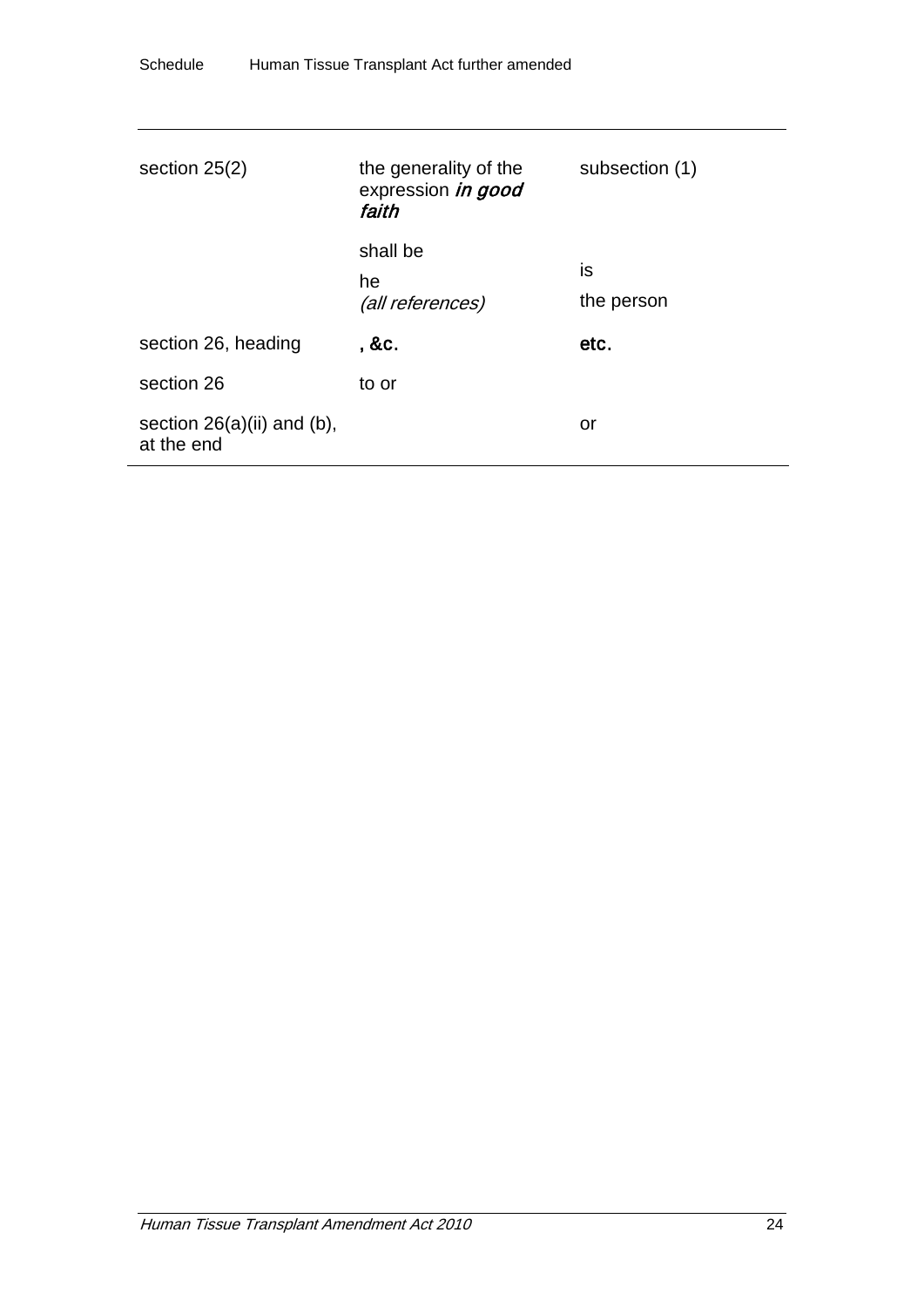| | | |
|---|---|---|
| section 25(2) | the generality of the expression *in good faith* | subsection (1) |
| | shall be | is |
| | he *(all references)* | the person |
| section 26, heading | **, &c.** | **etc.** |
| section 26 | to or | |
| section 26(a)(ii) and (b), at the end | | or |